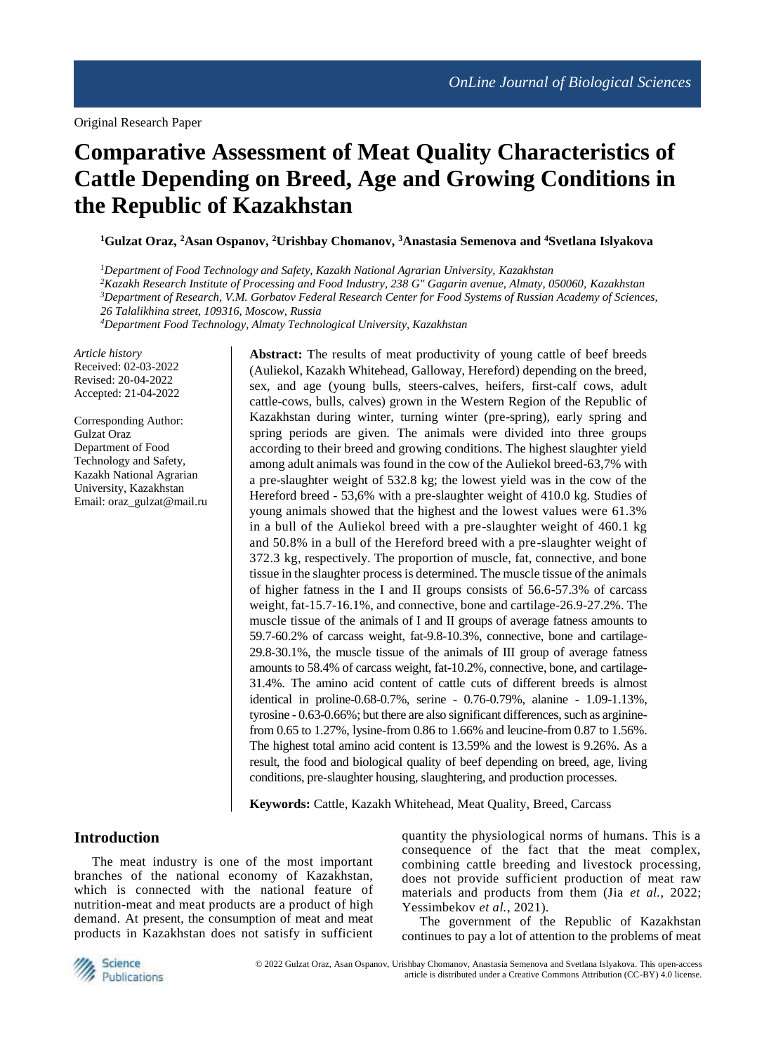Original Research Paper

# Comparative Assessment of Meat Quality Characteristics of Cattle Depending on Breed, Age and Growing Conditions in the Republic of Kazakhstan

**[1]Gulzat Oraz, [2]Asan Ospanov, [2]Urishbay Chomanov, [3]Anastasia Semenova and [4]Svetlana Islyakova**

*[1]Department of Food Technology and Safety, Kazakh National Agrarian University, Kazakhstan*
*[2]Kazakh Research Institute of Processing and Food Industry, 238 G" Gagarin avenue, Almaty, 050060, Kazakhstan*
*[3]Department of Research, V.M. Gorbatov Federal Research Center for Food Systems of Russian Academy of Sciences, 26 Talalikhina street, 109316, Moscow, Russia*
*[4]Department Food Technology, Almaty Technological University, Kazakhstan*

*Article history*
Received: 02-03-2022
Revised: 20-04-2022
Accepted: 21-04-2022

Corresponding Author:
Gulzat Oraz
Department of Food Technology and Safety, Kazakh National Agrarian University, Kazakhstan
Email: oraz_gulzat@mail.ru

**Abstract:** The results of meat productivity of young cattle of beef breeds (Auliekol, Kazakh Whitehead, Galloway, Hereford) depending on the breed, sex, and age (young bulls, steers-calves, heifers, first-calf cows, adult cattle-cows, bulls, calves) grown in the Western Region of the Republic of Kazakhstan during winter, turning winter (pre-spring), early spring and spring periods are given. The animals were divided into three groups according to their breed and growing conditions. The highest slaughter yield among adult animals was found in the cow of the Auliekol breed-63,7% with a pre-slaughter weight of 532.8 kg; the lowest yield was in the cow of the Hereford breed - 53,6% with a pre-slaughter weight of 410.0 kg. Studies of young animals showed that the highest and the lowest values were 61.3% in a bull of the Auliekol breed with a pre-slaughter weight of 460.1 kg and 50.8% in a bull of the Hereford breed with a pre-slaughter weight of 372.3 kg, respectively. The proportion of muscle, fat, connective, and bone tissue in the slaughter process is determined. The muscle tissue of the animals of higher fatness in the I and II groups consists of 56.6-57.3% of carcass weight, fat-15.7-16.1%, and connective, bone and cartilage-26.9-27.2%. The muscle tissue of the animals of I and II groups of average fatness amounts to 59.7-60.2% of carcass weight, fat-9.8-10.3%, connective, bone and cartilage-29.8-30.1%, the muscle tissue of the animals of III group of average fatness amounts to 58.4% of carcass weight, fat-10.2%, connective, bone, and cartilage-31.4%. The amino acid content of cattle cuts of different breeds is almost identical in proline-0.68-0.7%, serine - 0.76-0.79%, alanine - 1.09-1.13%, tyrosine - 0.63-0.66%; but there are also significant differences, such as arginine-from 0.65 to 1.27%, lysine-from 0.86 to 1.66% and leucine-from 0.87 to 1.56%. The highest total amino acid content is 13.59% and the lowest is 9.26%. As a result, the food and biological quality of beef depending on breed, age, living conditions, pre-slaughter housing, slaughtering, and production processes.

**Keywords:** Cattle, Kazakh Whitehead, Meat Quality, Breed, Carcass

## Introduction

The meat industry is one of the most important branches of the national economy of Kazakhstan, which is connected with the national feature of nutrition-meat and meat products are a product of high demand. At present, the consumption of meat and meat products in Kazakhstan does not satisfy in sufficient quantity the physiological norms of humans. This is a consequence of the fact that the meat complex, combining cattle breeding and livestock processing, does not provide sufficient production of meat raw materials and products from them (Jia *et al.*, 2022; Yessimbekov *et al.*, 2021).

The government of the Republic of Kazakhstan continues to pay a lot of attention to the problems of meat

© 2022 Gulzat Oraz, Asan Ospanov, Urishbay Chomanov, Anastasia Semenova and Svetlana Islyakova. This open-access article is distributed under a Creative Commons Attribution (CC-BY) 4.0 license.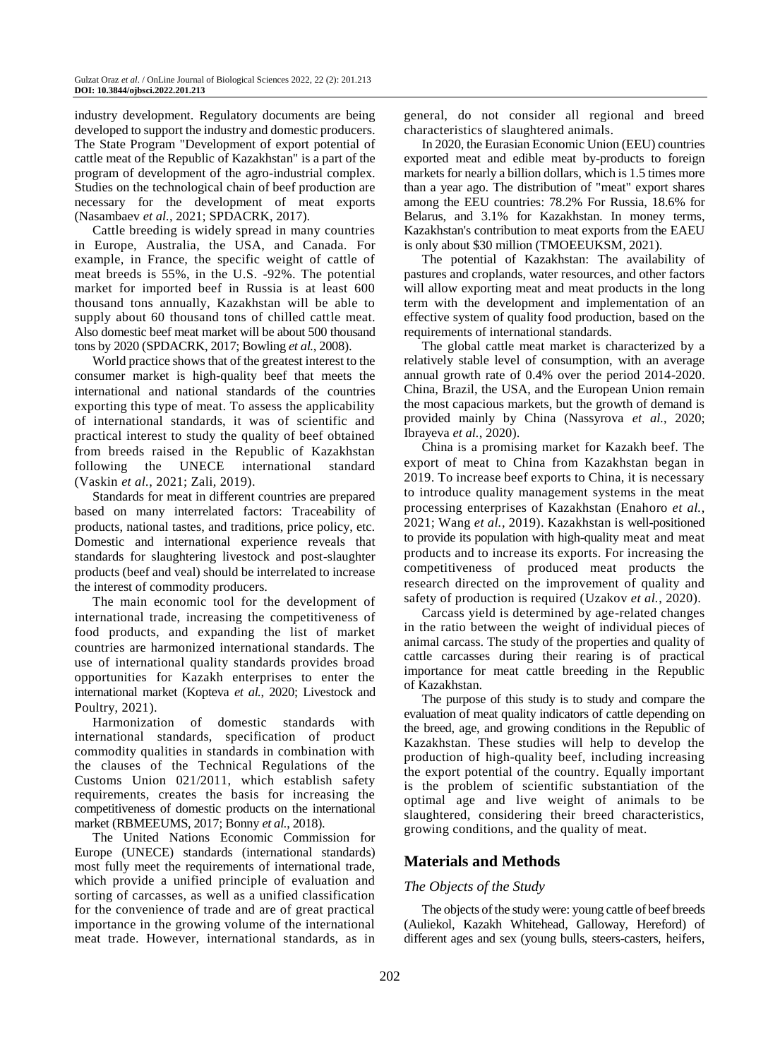industry development. Regulatory documents are being developed to support the industry and domestic producers. The State Program "Development of export potential of cattle meat of the Republic of Kazakhstan" is a part of the program of development of the agro-industrial complex. Studies on the technological chain of beef production are necessary for the development of meat exports (Nasambaev *et al.*, 2021; SPDACRK, 2017).

Cattle breeding is widely spread in many countries in Europe, Australia, the USA, and Canada. For example, in France, the specific weight of cattle of meat breeds is 55%, in the U.S. -92%. The potential market for imported beef in Russia is at least 600 thousand tons annually, Kazakhstan will be able to supply about 60 thousand tons of chilled cattle meat. Also domestic beef meat market will be about 500 thousand tons by 2020 (SPDACRK, 2017; Bowling *et al.*, 2008).

World practice shows that of the greatest interest to the consumer market is high-quality beef that meets the international and national standards of the countries exporting this type of meat. To assess the applicability of international standards, it was of scientific and practical interest to study the quality of beef obtained from breeds raised in the Republic of Kazakhstan following the UNECE international standard (Vaskin *et al.*, 2021; Zali, 2019).

Standards for meat in different countries are prepared based on many interrelated factors: Traceability of products, national tastes, and traditions, price policy, etc. Domestic and international experience reveals that standards for slaughtering livestock and post-slaughter products (beef and veal) should be interrelated to increase the interest of commodity producers.

The main economic tool for the development of international trade, increasing the competitiveness of food products, and expanding the list of market countries are harmonized international standards. The use of international quality standards provides broad opportunities for Kazakh enterprises to enter the international market (Kopteva *et al.*, 2020; Livestock and Poultry, 2021).

Harmonization of domestic standards with international standards, specification of product commodity qualities in standards in combination with the clauses of the Technical Regulations of the Customs Union 021/2011, which establish safety requirements, creates the basis for increasing the competitiveness of domestic products on the international market (RBMEEUMS, 2017; Bonny *et al.*, 2018).

The United Nations Economic Commission for Europe (UNECE) standards (international standards) most fully meet the requirements of international trade, which provide a unified principle of evaluation and sorting of carcasses, as well as a unified classification for the convenience of trade and are of great practical importance in the growing volume of the international meat trade. However, international standards, as in general, do not consider all regional and breed characteristics of slaughtered animals.

In 2020, the Eurasian Economic Union (EEU) countries exported meat and edible meat by-products to foreign markets for nearly a billion dollars, which is 1.5 times more than a year ago. The distribution of "meat" export shares among the EEU countries: 78.2% For Russia, 18.6% for Belarus, and 3.1% for Kazakhstan. In money terms, Kazakhstan's contribution to meat exports from the EAEU is only about $30 million (TMOEEUKSM, 2021).

The potential of Kazakhstan: The availability of pastures and croplands, water resources, and other factors will allow exporting meat and meat products in the long term with the development and implementation of an effective system of quality food production, based on the requirements of international standards.

The global cattle meat market is characterized by a relatively stable level of consumption, with an average annual growth rate of 0.4% over the period 2014-2020. China, Brazil, the USA, and the European Union remain the most capacious markets, but the growth of demand is provided mainly by China (Nassyrova *et al.*, 2020; Ibrayeva *et al.*, 2020).

China is a promising market for Kazakh beef. The export of meat to China from Kazakhstan began in 2019. To increase beef exports to China, it is necessary to introduce quality management systems in the meat processing enterprises of Kazakhstan (Enahoro *et al.*, 2021; Wang *et al.*, 2019). Kazakhstan is well-positioned to provide its population with high-quality meat and meat products and to increase its exports. For increasing the competitiveness of produced meat products the research directed on the improvement of quality and safety of production is required (Uzakov *et al.*, 2020).

Carcass yield is determined by age-related changes in the ratio between the weight of individual pieces of animal carcass. The study of the properties and quality of cattle carcasses during their rearing is of practical importance for meat cattle breeding in the Republic of Kazakhstan.

The purpose of this study is to study and compare the evaluation of meat quality indicators of cattle depending on the breed, age, and growing conditions in the Republic of Kazakhstan. These studies will help to develop the production of high-quality beef, including increasing the export potential of the country. Equally important is the problem of scientific substantiation of the optimal age and live weight of animals to be slaughtered, considering their breed characteristics, growing conditions, and the quality of meat.

## Materials and Methods

### *The Objects of the Study*

The objects of the study were: young cattle of beef breeds (Auliekol, Kazakh Whitehead, Galloway, Hereford) of different ages and sex (young bulls, steers-casters, heifers,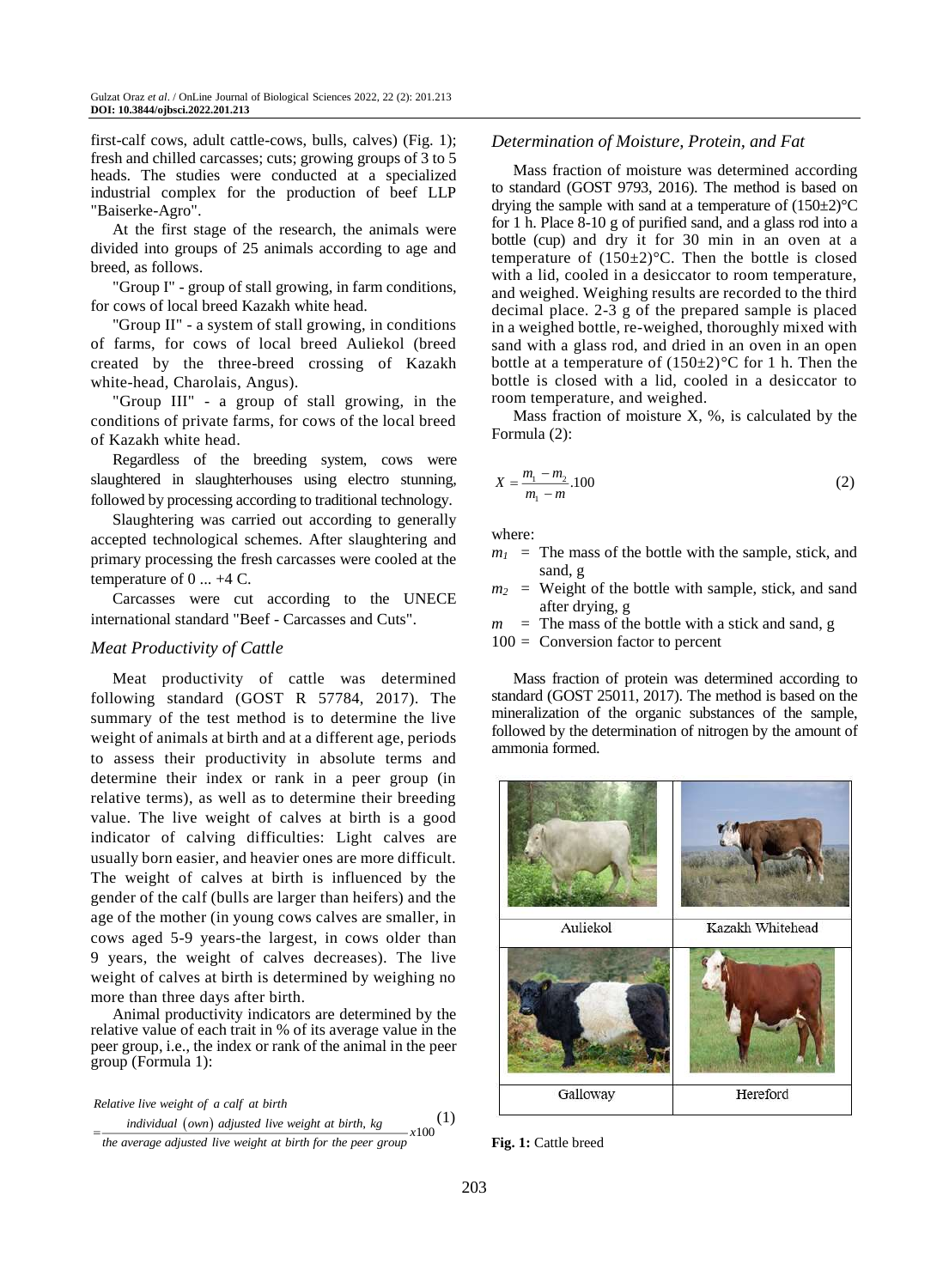first-calf cows, adult cattle-cows, bulls, calves) (Fig. 1); fresh and chilled carcasses; cuts; growing groups of 3 to 5 heads. The studies were conducted at a specialized industrial complex for the production of beef LLP "Baiserke-Agro".

At the first stage of the research, the animals were divided into groups of 25 animals according to age and breed, as follows.

"Group I" - group of stall growing, in farm conditions, for cows of local breed Kazakh white head.

"Group II" - a system of stall growing, in conditions of farms, for cows of local breed Auliekol (breed created by the three-breed crossing of Kazakh white-head, Charolais, Angus).

"Group III" - a group of stall growing, in the conditions of private farms, for cows of the local breed of Kazakh white head.

Regardless of the breeding system, cows were slaughtered in slaughterhouses using electro stunning, followed by processing according to traditional technology.

Slaughtering was carried out according to generally accepted technological schemes. After slaughtering and primary processing the fresh carcasses were cooled at the temperature of 0 ... +4 C.

Carcasses were cut according to the UNECE international standard "Beef - Carcasses and Cuts".

### *Meat Productivity of Cattle*

Meat productivity of cattle was determined following standard (GOST R 57784, 2017). The summary of the test method is to determine the live weight of animals at birth and at a different age, periods to assess their productivity in absolute terms and determine their index or rank in a peer group (in relative terms), as well as to determine their breeding value. The live weight of calves at birth is a good indicator of calving difficulties: Light calves are usually born easier, and heavier ones are more difficult. The weight of calves at birth is influenced by the gender of the calf (bulls are larger than heifers) and the age of the mother (in young cows calves are smaller, in cows aged 5-9 years-the largest, in cows older than 9 years, the weight of calves decreases). The live weight of calves at birth is determined by weighing no more than three days after birth.

Animal productivity indicators are determined by the relative value of each trait in % of its average value in the peer group, i.e., the index or rank of the animal in the peer group (Formula 1):

$$\textit{Relative live weight of a calf at birth} = \frac{\textit{individual (own) adjusted live weight at birth, kg}}{\textit{the average adjusted live weight at birth for the peer group}} x100 \quad (1)$$

### *Determination of Moisture, Protein, and Fat*

Mass fraction of moisture was determined according to standard (GOST 9793, 2016). The method is based on drying the sample with sand at a temperature of (150±2)°C for 1 h. Place 8-10 g of purified sand, and a glass rod into a bottle (cup) and dry it for 30 min in an oven at a temperature of (150±2)°C. Then the bottle is closed with a lid, cooled in a desiccator to room temperature, and weighed. Weighing results are recorded to the third decimal place. 2-3 g of the prepared sample is placed in a weighed bottle, re-weighed, thoroughly mixed with sand with a glass rod, and dried in an oven in an open bottle at a temperature of (150±2)°C for 1 h. Then the bottle is closed with a lid, cooled in a desiccator to room temperature, and weighed.

Mass fraction of moisture X, %, is calculated by the Formula (2):

$$X = \frac{m_1 - m_2}{m_1 - m}.100 \quad (2)$$

where:

- $m_1$ = The mass of the bottle with the sample, stick, and sand, g
- $m_2$ = Weight of the bottle with sample, stick, and sand after drying, g
- $m$ = The mass of the bottle with a stick and sand, g
- 100 = Conversion factor to percent

Mass fraction of protein was determined according to standard (GOST 25011, 2017). The method is based on the mineralization of the organic substances of the sample, followed by the determination of nitrogen by the amount of ammonia formed.

| Auliekol | Kazakh Whitehead |
|---|---|
| Galloway | Hereford |

**Fig. 1:** Cattle breed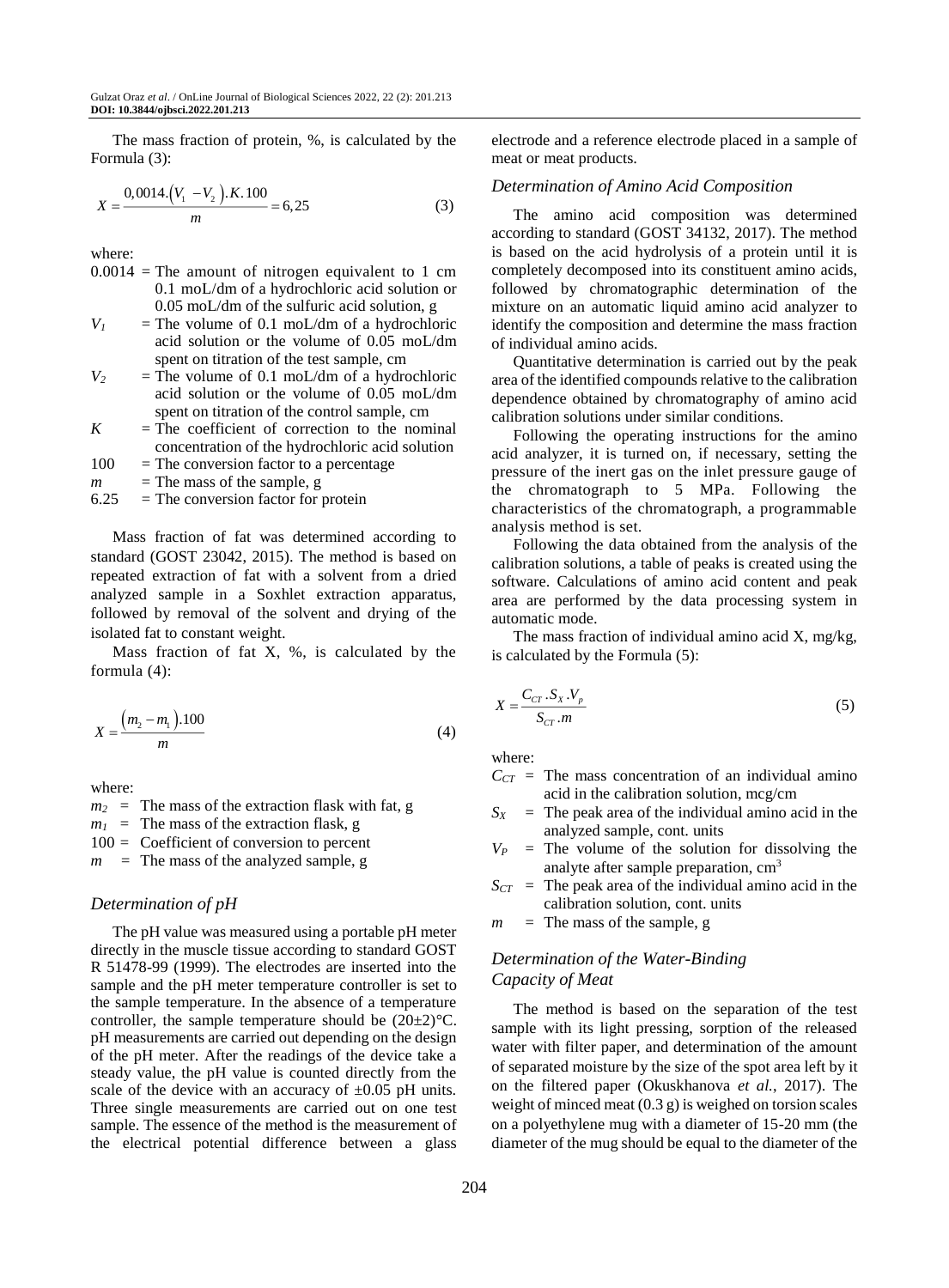The mass fraction of protein, %, is calculated by the Formula (3):

$$X = \frac{0,0014.\left(V_1 - V_2\right).K.100}{m} = 6,25 \quad (3)$$

where:

- 0.0014 = The amount of nitrogen equivalent to 1 cm 0.1 moL/dm of a hydrochloric acid solution or 0.05 moL/dm of the sulfuric acid solution, g
- $V_1$ = The volume of 0.1 moL/dm of a hydrochloric acid solution or the volume of 0.05 moL/dm spent on titration of the test sample, cm
- $V_2$ = The volume of 0.1 moL/dm of a hydrochloric acid solution or the volume of 0.05 moL/dm spent on titration of the control sample, cm
- $K$ = The coefficient of correction to the nominal concentration of the hydrochloric acid solution
- 100 = The conversion factor to a percentage
- $m$ = The mass of the sample, g
- 6.25 = The conversion factor for protein

Mass fraction of fat was determined according to standard (GOST 23042, 2015). The method is based on repeated extraction of fat with a solvent from a dried analyzed sample in a Soxhlet extraction apparatus, followed by removal of the solvent and drying of the isolated fat to constant weight.

Mass fraction of fat X, %, is calculated by the formula (4):

$$X = \frac{\left(m_2 - m_1\right).100}{m} \quad (4)$$

where:

- $m_2$ = The mass of the extraction flask with fat, g
- $m_1$ = The mass of the extraction flask, g
- 100 = Coefficient of conversion to percent
- $m$ = The mass of the analyzed sample, g

### *Determination of pH*

The pH value was measured using a portable pH meter directly in the muscle tissue according to standard GOST R 51478-99 (1999). The electrodes are inserted into the sample and the pH meter temperature controller is set to the sample temperature. In the absence of a temperature controller, the sample temperature should be (20±2)°C. pH measurements are carried out depending on the design of the pH meter. After the readings of the device take a steady value, the pH value is counted directly from the scale of the device with an accuracy of ±0.05 pH units. Three single measurements are carried out on one test sample. The essence of the method is the measurement of the electrical potential difference between a glass electrode and a reference electrode placed in a sample of meat or meat products.

### *Determination of Amino Acid Composition*

The amino acid composition was determined according to standard (GOST 34132, 2017). The method is based on the acid hydrolysis of a protein until it is completely decomposed into its constituent amino acids, followed by chromatographic determination of the mixture on an automatic liquid amino acid analyzer to identify the composition and determine the mass fraction of individual amino acids.

Quantitative determination is carried out by the peak area of the identified compounds relative to the calibration dependence obtained by chromatography of amino acid calibration solutions under similar conditions.

Following the operating instructions for the amino acid analyzer, it is turned on, if necessary, setting the pressure of the inert gas on the inlet pressure gauge of the chromatograph to 5 MPa. Following the characteristics of the chromatograph, a programmable analysis method is set.

Following the data obtained from the analysis of the calibration solutions, a table of peaks is created using the software. Calculations of amino acid content and peak area are performed by the data processing system in automatic mode.

The mass fraction of individual amino acid X, mg/kg, is calculated by the Formula (5):

$$X = \frac{C_{CT}.S_X.V_p}{S_{CT}.m} \quad (5)$$

where:

- $C_{CT}$ = The mass concentration of an individual amino acid in the calibration solution, mcg/cm
- $S_X$ = The peak area of the individual amino acid in the analyzed sample, cont. units
- $V_P$ = The volume of the solution for dissolving the analyte after sample preparation, $cm^3$
- $S_{CT}$ = The peak area of the individual amino acid in the calibration solution, cont. units
- $m$ = The mass of the sample, g

### *Determination of the Water-Binding Capacity of Meat*

The method is based on the separation of the test sample with its light pressing, sorption of the released water with filter paper, and determination of the amount of separated moisture by the size of the spot area left by it on the filtered paper (Okuskhanova *et al.*, 2017). The weight of minced meat (0.3 g) is weighed on torsion scales on a polyethylene mug with a diameter of 15-20 mm (the diameter of the mug should be equal to the diameter of the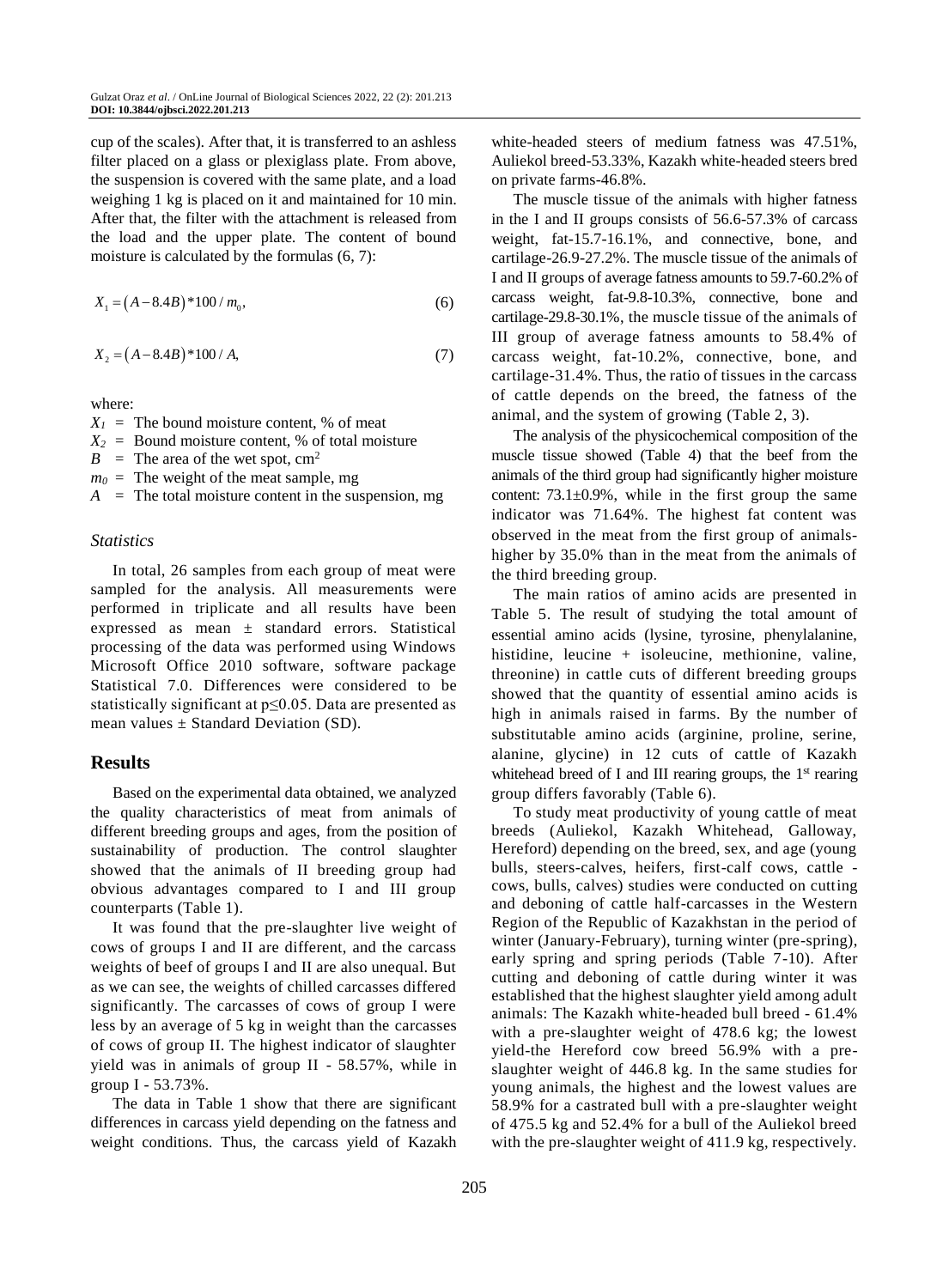cup of the scales). After that, it is transferred to an ashless filter placed on a glass or plexiglass plate. From above, the suspension is covered with the same plate, and a load weighing 1 kg is placed on it and maintained for 10 min. After that, the filter with the attachment is released from the load and the upper plate. The content of bound moisture is calculated by the formulas (6, 7):

$$X_1 = (A - 8.4B) * 100 / m_0, \tag{6}$$

$$X_2 = (A - 8.4B) * 100 / A, \tag{7}$$

where:

$X_1$ = The bound moisture content, % of meat
$X_2$ = Bound moisture content, % of total moisture
$B$ = The area of the wet spot, $cm^2$
$m_0$ = The weight of the meat sample, mg
$A$ = The total moisture content in the suspension, mg

### *Statistics*

In total, 26 samples from each group of meat were sampled for the analysis. All measurements were performed in triplicate and all results have been expressed as mean ± standard errors. Statistical processing of the data was performed using Windows Microsoft Office 2010 software, software package Statistical 7.0. Differences were considered to be statistically significant at $p \leq 0.05$. Data are presented as mean values ± Standard Deviation (SD).

## Results

Based on the experimental data obtained, we analyzed the quality characteristics of meat from animals of different breeding groups and ages, from the position of sustainability of production. The control slaughter showed that the animals of II breeding group had obvious advantages compared to I and III group counterparts (Table 1).

It was found that the pre-slaughter live weight of cows of groups I and II are different, and the carcass weights of beef of groups I and II are also unequal. But as we can see, the weights of chilled carcasses differed significantly. The carcasses of cows of group I were less by an average of 5 kg in weight than the carcasses of cows of group II. The highest indicator of slaughter yield was in animals of group II - 58.57%, while in group I - 53.73%.

The data in Table 1 show that there are significant differences in carcass yield depending on the fatness and weight conditions. Thus, the carcass yield of Kazakh white-headed steers of medium fatness was 47.51%, Auliekol breed-53.33%, Kazakh white-headed steers bred on private farms-46.8%.

The muscle tissue of the animals with higher fatness in the I and II groups consists of 56.6-57.3% of carcass weight, fat-15.7-16.1%, and connective, bone, and cartilage-26.9-27.2%. The muscle tissue of the animals of I and II groups of average fatness amounts to 59.7-60.2% of carcass weight, fat-9.8-10.3%, connective, bone and cartilage-29.8-30.1%, the muscle tissue of the animals of III group of average fatness amounts to 58.4% of carcass weight, fat-10.2%, connective, bone, and cartilage-31.4%. Thus, the ratio of tissues in the carcass of cattle depends on the breed, the fatness of the animal, and the system of growing (Table 2, 3).

The analysis of the physicochemical composition of the muscle tissue showed (Table 4) that the beef from the animals of the third group had significantly higher moisture content: 73.1±0.9%, while in the first group the same indicator was 71.64%. The highest fat content was observed in the meat from the first group of animals-higher by 35.0% than in the meat from the animals of the third breeding group.

The main ratios of amino acids are presented in Table 5. The result of studying the total amount of essential amino acids (lysine, tyrosine, phenylalanine, histidine, leucine + isoleucine, methionine, valine, threonine) in cattle cuts of different breeding groups showed that the quantity of essential amino acids is high in animals raised in farms. By the number of substitutable amino acids (arginine, proline, serine, alanine, glycine) in 12 cuts of cattle of Kazakh whitehead breed of I and III rearing groups, the 1st rearing group differs favorably (Table 6).

To study meat productivity of young cattle of meat breeds (Auliekol, Kazakh Whitehead, Galloway, Hereford) depending on the breed, sex, and age (young bulls, steers-calves, heifers, first-calf cows, cattle - cows, bulls, calves) studies were conducted on cutting and deboning of cattle half-carcasses in the Western Region of the Republic of Kazakhstan in the period of winter (January-February), turning winter (pre-spring), early spring and spring periods (Table 7-10). After cutting and deboning of cattle during winter it was established that the highest slaughter yield among adult animals: The Kazakh white-headed bull breed - 61.4% with a pre-slaughter weight of 478.6 kg; the lowest yield-the Hereford cow breed 56.9% with a pre-slaughter weight of 446.8 kg. In the same studies for young animals, the highest and the lowest values are 58.9% for a castrated bull with a pre-slaughter weight of 475.5 kg and 52.4% for a bull of the Auliekol breed with the pre-slaughter weight of 411.9 kg, respectively.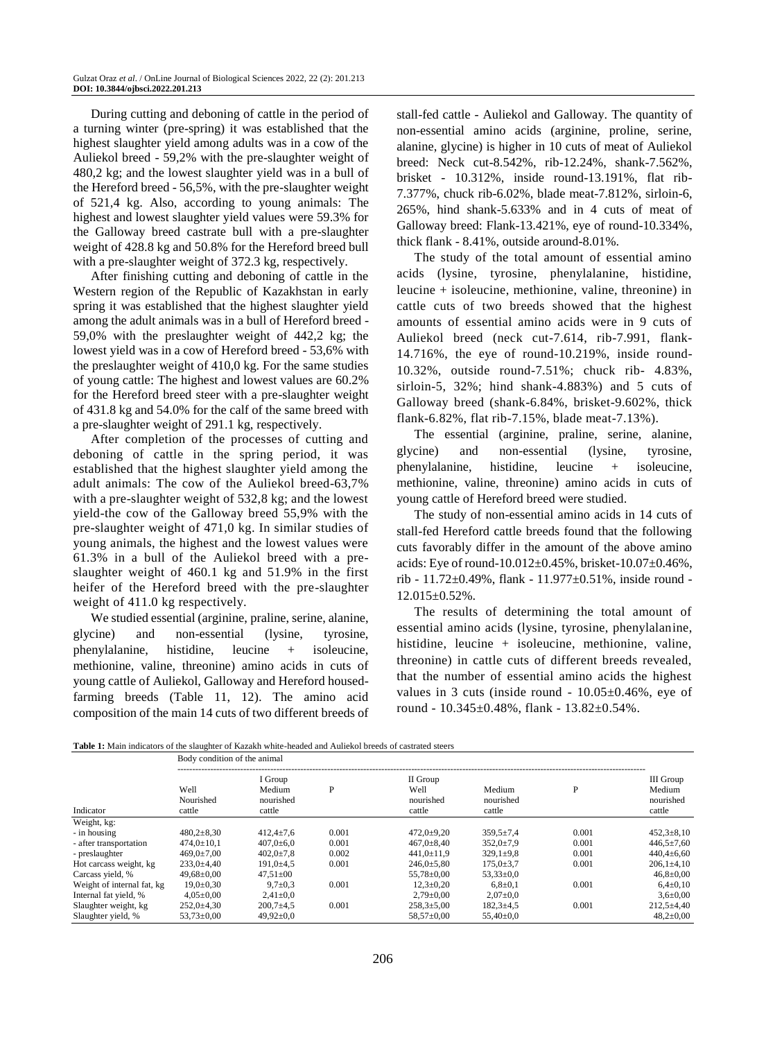During cutting and deboning of cattle in the period of a turning winter (pre-spring) it was established that the highest slaughter yield among adults was in a cow of the Auliekol breed - 59,2% with the pre-slaughter weight of 480,2 kg; and the lowest slaughter yield was in a bull of the Hereford breed - 56,5%, with the pre-slaughter weight of 521,4 kg. Also, according to young animals: The highest and lowest slaughter yield values were 59.3% for the Galloway breed castrate bull with a pre-slaughter weight of 428.8 kg and 50.8% for the Hereford breed bull with a pre-slaughter weight of 372.3 kg, respectively.

After finishing cutting and deboning of cattle in the Western region of the Republic of Kazakhstan in early spring it was established that the highest slaughter yield among the adult animals was in a bull of Hereford breed - 59,0% with the preslaughter weight of 442,2 kg; the lowest yield was in a cow of Hereford breed - 53,6% with the preslaughter weight of 410,0 kg. For the same studies of young cattle: The highest and lowest values are 60.2% for the Hereford breed steer with a pre-slaughter weight of 431.8 kg and 54.0% for the calf of the same breed with a pre-slaughter weight of 291.1 kg, respectively.

After completion of the processes of cutting and deboning of cattle in the spring period, it was established that the highest slaughter yield among the adult animals: The cow of the Auliekol breed-63,7% with a pre-slaughter weight of 532,8 kg; and the lowest yield-the cow of the Galloway breed 55,9% with the pre-slaughter weight of 471,0 kg. In similar studies of young animals, the highest and the lowest values were 61.3% in a bull of the Auliekol breed with a pre-slaughter weight of 460.1 kg and 51.9% in the first heifer of the Hereford breed with the pre-slaughter weight of 411.0 kg respectively.

We studied essential (arginine, praline, serine, alanine, glycine) and non-essential (lysine, tyrosine, phenylalanine, histidine, leucine + isoleucine, methionine, valine, threonine) amino acids in cuts of young cattle of Auliekol, Galloway and Hereford housed-farming breeds (Table 11, 12). The amino acid composition of the main 14 cuts of two different breeds of stall-fed cattle - Auliekol and Galloway. The quantity of non-essential amino acids (arginine, proline, serine, alanine, glycine) is higher in 10 cuts of meat of Auliekol breed: Neck cut-8.542%, rib-12.24%, shank-7.562%, brisket - 10.312%, inside round-13.191%, flat rib-7.377%, chuck rib-6.02%, blade meat-7.812%, sirloin-6, 265%, hind shank-5.633% and in 4 cuts of meat of Galloway breed: Flank-13.421%, eye of round-10.334%, thick flank - 8.41%, outside around-8.01%.

The study of the total amount of essential amino acids (lysine, tyrosine, phenylalanine, histidine, leucine + isoleucine, methionine, valine, threonine) in cattle cuts of two breeds showed that the highest amounts of essential amino acids were in 9 cuts of Auliekol breed (neck cut-7.614, rib-7.991, flank-14.716%, the eye of round-10.219%, inside round-10.32%, outside round-7.51%; chuck rib- 4.83%, sirloin-5, 32%; hind shank-4.883%) and 5 cuts of Galloway breed (shank-6.84%, brisket-9.602%, thick flank-6.82%, flat rib-7.15%, blade meat-7.13%).

The essential (arginine, praline, serine, alanine, glycine) and non-essential (lysine, tyrosine, phenylalanine, histidine, leucine + isoleucine, methionine, valine, threonine) amino acids in cuts of young cattle of Hereford breed were studied.

The study of non-essential amino acids in 14 cuts of stall-fed Hereford cattle breeds found that the following cuts favorably differ in the amount of the above amino acids: Eye of round-10.012±0.45%, brisket-10.07±0.46%, rib - 11.72±0.49%, flank - 11.977±0.51%, inside round - 12.015±0.52%.

The results of determining the total amount of essential amino acids (lysine, tyrosine, phenylalanine, histidine, leucine + isoleucine, methionine, valine, threonine) in cattle cuts of different breeds revealed, that the number of essential amino acids the highest values in 3 cuts (inside round - 10.05±0.46%, eye of round - 10.345±0.48%, flank - 13.82±0.54%.

**Table 1:** Main indicators of the slaughter of Kazakh white-headed and Auliekol breeds of castrated steers

| Indicator | Body condition of the animal | | | | | | |
|---|---|---|---|---|---|---|---|
| | Well Nourished cattle | I Group Medium nourished cattle | P | II Group Well nourished cattle | Medium nourished cattle | P | III Group Medium nourished cattle |
| Weight, kg: | | | | | | | |
| - in housing | 480,2±8,30 | 412,4±7,6 | 0.001 | 472,0±9,20 | 359,5±7,4 | 0.001 | 452,3±8,10 |
| - after transportation | 474,0±10,1 | 407,0±6,0 | 0.001 | 467,0±8,40 | 352,0±7,9 | 0.001 | 446,5±7,60 |
| - preslaughter | 469,0±7,00 | 402,0±7,8 | 0.002 | 441,0±11,9 | 329,1±9,8 | 0.001 | 440,4±6,60 |
| Hot carcass weight, kg | 233,0±4,40 | 191,0±4,5 | 0.001 | 246,0±5,80 | 175,0±3,7 | 0.001 | 206,1±4,10 |
| Carcass yield, % | 49,68±0,00 | 47,51±00 | | 55,78±0,00 | 53,33±0,0 | | 46,8±0,00 |
| Weight of internal fat, kg | 19,0±0,30 | 9,7±0,3 | 0.001 | 12,3±0,20 | 6,8±0,1 | 0.001 | 6,4±0,10 |
| Internal fat yield, % | 4,05±0,00 | 2,41±0,0 | | 2,79±0,00 | 2,07±0,0 | | 3,6±0,00 |
| Slaughter weight, kg | 252,0±4,30 | 200,7±4,5 | 0.001 | 258,3±5,00 | 182,3±4,5 | 0.001 | 212,5±4,40 |
| Slaughter yield, % | 53,73±0,00 | 49,92±0,0 | | 58,57±0,00 | 55,40±0,0 | | 48,2±0,00 |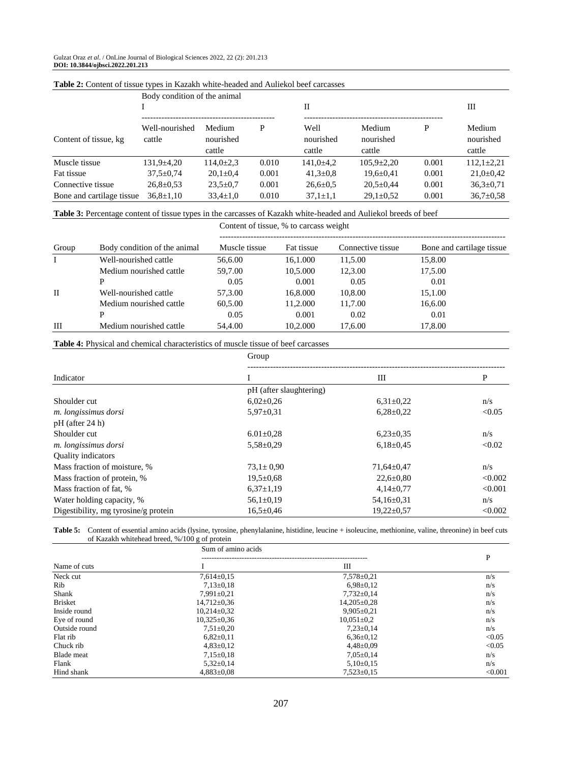**Table 2:** Content of tissue types in Kazakh white-headed and Auliekol beef carcasses

| Content of tissue, kg | Body condition of the animal I: Well-nourished cattle | Medium nourished cattle | P | II: Well nourished cattle | Medium nourished cattle | P | III: Medium nourished cattle |
|---|---|---|---|---|---|---|---|
| Muscle tissue | 131,9±4,20 | 114,0±2,3 | 0.010 | 141,0±4,2 | 105,9±2,20 | 0.001 | 112,1±2,21 |
| Fat tissue | 37,5±0,74 | 20,1±0,4 | 0.001 | 41,3±0,8 | 19,6±0,41 | 0.001 | 21,0±0,42 |
| Connective tissue | 26,8±0,53 | 23,5±0,7 | 0.001 | 26,6±0,5 | 20,5±0,44 | 0.001 | 36,3±0,71 |
| Bone and cartilage tissue | 36,8±1,10 | 33,4±1,0 | 0.010 | 37,1±1,1 | 29,1±0,52 | 0.001 | 36,7±0,58 |

**Table 3:** Percentage content of tissue types in the carcasses of Kazakh white-headed and Auliekol breeds of beef

| Group | Body condition of the animal | Content of tissue, % to carcass weight: Muscle tissue | Fat tissue | Connective tissue | Bone and cartilage tissue |
|---|---|---|---|---|---|
| I | Well-nourished cattle | 56,6.00 | 16,1.000 | 11,5.00 | 15,8.00 |
| | Medium nourished cattle | 59,7.00 | 10,5.000 | 12,3.00 | 17,5.00 |
| | P | 0.05 | 0.001 | 0.05 | 0.01 |
| II | Well-nourished cattle | 57,3.00 | 16,8.000 | 10,8.00 | 15,1.00 |
| | Medium nourished cattle | 60,5.00 | 11,2.000 | 11,7.00 | 16,6.00 |
| | P | 0.05 | 0.001 | 0.02 | 0.01 |
| III | Medium nourished cattle | 54,4.00 | 10,2.000 | 17,6.00 | 17,8.00 |

**Table 4:** Physical and chemical characteristics of muscle tissue of beef carcasses

| Indicator | Group I | III | P |
|---|---|---|---|
| | pH (after slaughtering) | | |
| Shoulder cut | 6,02±0,26 | 6,31±0,22 | n/s |
| *m. longissimus dorsi* | 5,97±0,31 | 6,28±0,22 | <0.05 |
| pH (after 24 h) | | | |
| Shoulder cut | 6.01±0,28 | 6,23±0,35 | n/s |
| *m. longissimus dorsi* | 5,58±0,29 | 6,18±0,45 | <0.02 |
| Quality indicators | | | |
| Mass fraction of moisture, % | 73,1± 0,90 | 71,64±0,47 | n/s |
| Mass fraction of protein, % | 19,5±0,68 | 22,6±0,80 | <0.002 |
| Mass fraction of fat, % | 6,37±1,19 | 4,14±0,77 | <0.001 |
| Water holding capacity, % | 56,1±0,19 | 54,16±0,31 | n/s |
| Digestibility, mg tyrosine/g protein | 16,5±0,46 | 19,22±0,57 | <0.002 |

**Table 5:** Content of essential amino acids (lysine, tyrosine, phenylalanine, histidine, leucine + isoleucine, methionine, valine, threonine) in beef cuts of Kazakh whitehead breed, %/100 g of protein

| Name of cuts | Sum of amino acids: I | III | P |
|---|---|---|---|
| Neck cut | 7,614±0,15 | 7,578±0,21 | n/s |
| Rib | 7,13±0,18 | 6,98±0,12 | n/s |
| Shank | 7,991±0,21 | 7,732±0,14 | n/s |
| Brisket | 14,712±0,36 | 14,205±0,28 | n/s |
| Inside round | 10,214±0,32 | 9,905±0,21 | n/s |
| Eye of round | 10,325±0,36 | 10,051±0,2 | n/s |
| Outside round | 7,51±0,20 | 7,23±0,14 | n/s |
| Flat rib | 6,82±0,11 | 6,36±0,12 | <0.05 |
| Chuck rib | 4,83±0,12 | 4,48±0,09 | <0.05 |
| Blade meat | 7,15±0,18 | 7,05±0,14 | n/s |
| Flank | 5,32±0,14 | 5,10±0,15 | n/s |
| Hind shank | 4,883±0,08 | 7,523±0,15 | <0.001 |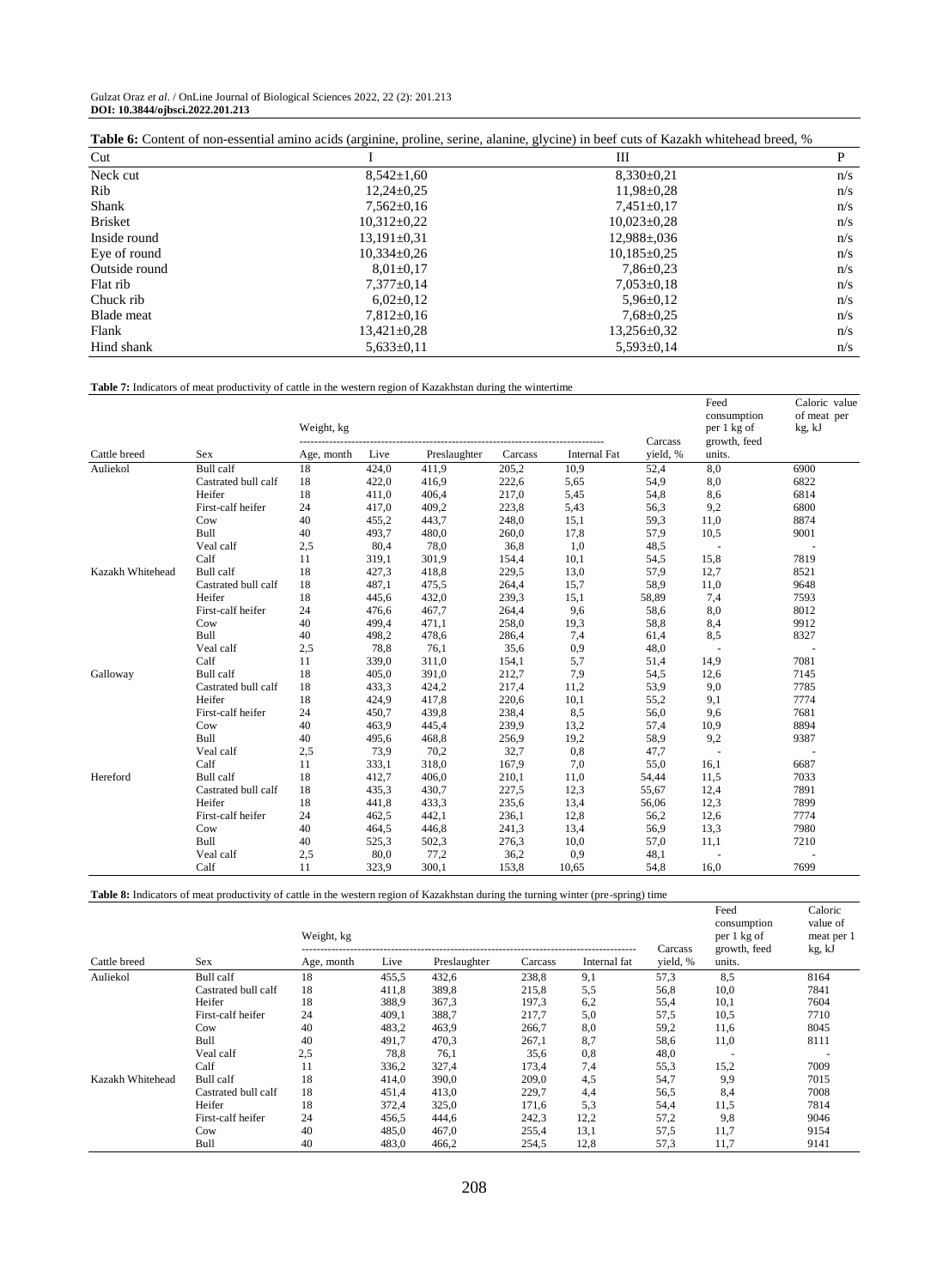**Table 6:** Content of non-essential amino acids (arginine, proline, serine, alanine, glycine) in beef cuts of Kazakh whitehead breed, %

| Cut | I | III | P |
|---|---|---|---|
| Neck cut | 8,542±1,60 | 8,330±0,21 | n/s |
| Rib | 12,24±0,25 | 11,98±0,28 | n/s |
| Shank | 7,562±0,16 | 7,451±0,17 | n/s |
| Brisket | 10,312±0,22 | 10,023±0,28 | n/s |
| Inside round | 13,191±0,31 | 12,988±,036 | n/s |
| Eye of round | 10,334±0,26 | 10,185±0,25 | n/s |
| Outside round | 8,01±0,17 | 7,86±0,23 | n/s |
| Flat rib | 7,377±0,14 | 7,053±0,18 | n/s |
| Chuck rib | 6,02±0,12 | 5,96±0,12 | n/s |
| Blade meat | 7,812±0,16 | 7,68±0,25 | n/s |
| Flank | 13,421±0,28 | 13,256±0,32 | n/s |
| Hind shank | 5,633±0,11 | 5,593±0,14 | n/s |

**Table 7:** Indicators of meat productivity of cattle in the western region of Kazakhstan during the wintertime

| | | Weight, kg | | | | | | Feed consumption per 1 kg of | Caloric value of meat per |
|---|---|---|---|---|---|---|---|---|---|
| Cattle breed | Sex | Age, month | Live | Preslaughter | Carcass | Internal Fat | Carcass yield, % | growth, feed units. | kg, kJ |
| Auliekol | Bull calf | 18 | 424,0 | 411,9 | 205,2 | 10,9 | 52,4 | 8,0 | 6900 |
| | Castrated bull calf | 18 | 422,0 | 416,9 | 222,6 | 5,65 | 54,9 | 8,0 | 6822 |
| | Heifer | 18 | 411,0 | 406,4 | 217,0 | 5,45 | 54,8 | 8,6 | 6814 |
| | First-calf heifer | 24 | 417,0 | 409,2 | 223,8 | 5,43 | 56,3 | 9,2 | 6800 |
| | Cow | 40 | 455,2 | 443,7 | 248,0 | 15,1 | 59,3 | 11,0 | 8874 |
| | Bull | 40 | 493,7 | 480,0 | 260,0 | 17,8 | 57,9 | 10,5 | 9001 |
| | Veal calf | 2,5 | 80,4 | 78,0 | 36,8 | 1,0 | 48,5 | - | - |
| | Calf | 11 | 319,1 | 301,9 | 154,4 | 10,1 | 54,5 | 15,8 | 7819 |
| Kazakh Whitehead | Bull calf | 18 | 427,3 | 418,8 | 229,5 | 13,0 | 57,9 | 12,7 | 8521 |
| | Castrated bull calf | 18 | 487,1 | 475,5 | 264,4 | 15,7 | 58,9 | 11,0 | 9648 |
| | Heifer | 18 | 445,6 | 432,0 | 239,3 | 15,1 | 58,89 | 7,4 | 7593 |
| | First-calf heifer | 24 | 476,6 | 467,7 | 264,4 | 9,6 | 58,6 | 8,0 | 8012 |
| | Cow | 40 | 499,4 | 471,1 | 258,0 | 19,3 | 58,8 | 8,4 | 9912 |
| | Bull | 40 | 498,2 | 478,6 | 286,4 | 7,4 | 61,4 | 8,5 | 8327 |
| | Veal calf | 2,5 | 78,8 | 76,1 | 35,6 | 0,9 | 48,0 | - | - |
| | Calf | 11 | 339,0 | 311,0 | 154,1 | 5,7 | 51,4 | 14,9 | 7081 |
| Galloway | Bull calf | 18 | 405,0 | 391,0 | 212,7 | 7,9 | 54,5 | 12,6 | 7145 |
| | Castrated bull calf | 18 | 433,3 | 424,2 | 217,4 | 11,2 | 53,9 | 9,0 | 7785 |
| | Heifer | 18 | 424,9 | 417,8 | 220,6 | 10,1 | 55,2 | 9,1 | 7774 |
| | First-calf heifer | 24 | 450,7 | 439,8 | 238,4 | 8,5 | 56,0 | 9,6 | 7681 |
| | Cow | 40 | 463,9 | 445,4 | 239,9 | 13,2 | 57,4 | 10,9 | 8894 |
| | Bull | 40 | 495,6 | 468,8 | 256,9 | 19,2 | 58,9 | 9,2 | 9387 |
| | Veal calf | 2,5 | 73,9 | 70,2 | 32,7 | 0,8 | 47,7 | - | - |
| | Calf | 11 | 333,1 | 318,0 | 167,9 | 7,0 | 55,0 | 16,1 | 6687 |
| Hereford | Bull calf | 18 | 412,7 | 406,0 | 210,1 | 11,0 | 54,44 | 11,5 | 7033 |
| | Castrated bull calf | 18 | 435,3 | 430,7 | 227,5 | 12,3 | 55,67 | 12,4 | 7891 |
| | Heifer | 18 | 441,8 | 433,3 | 235,6 | 13,4 | 56,06 | 12,3 | 7899 |
| | First-calf heifer | 24 | 462,5 | 442,1 | 236,1 | 12,8 | 56,2 | 12,6 | 7774 |
| | Cow | 40 | 464,5 | 446,8 | 241,3 | 13,4 | 56,9 | 13,3 | 7980 |
| | Bull | 40 | 525,3 | 502,3 | 276,3 | 10,0 | 57,0 | 11,1 | 7210 |
| | Veal calf | 2,5 | 80,0 | 77,2 | 36,2 | 0,9 | 48,1 | - | - |
| | Calf | 11 | 323,9 | 300,1 | 153,8 | 10,65 | 54,8 | 16,0 | 7699 |

**Table 8:** Indicators of meat productivity of cattle in the western region of Kazakhstan during the turning winter (pre-spring) time

| | | Weight, kg | | | | | | Feed consumption per 1 kg of | Caloric value of meat per 1 |
|---|---|---|---|---|---|---|---|---|---|
| Cattle breed | Sex | Age, month | Live | Preslaughter | Carcass | Internal fat | Carcass yield, % | growth, feed units. | kg, kJ |
| Auliekol | Bull calf | 18 | 455,5 | 432,6 | 238,8 | 9,1 | 57,3 | 8,5 | 8164 |
| | Castrated bull calf | 18 | 411,8 | 389,8 | 215,8 | 5,5 | 56,8 | 10,0 | 7841 |
| | Heifer | 18 | 388,9 | 367,3 | 197,3 | 6,2 | 55,4 | 10,1 | 7604 |
| | First-calf heifer | 24 | 409,1 | 388,7 | 217,7 | 5,0 | 57,5 | 10,5 | 7710 |
| | Cow | 40 | 483,2 | 463,9 | 266,7 | 8,0 | 59,2 | 11,6 | 8045 |
| | Bull | 40 | 491,7 | 470,3 | 267,1 | 8,7 | 58,6 | 11,0 | 8111 |
| | Veal calf | 2,5 | 78,8 | 76,1 | 35,6 | 0,8 | 48,0 | - | - |
| | Calf | 11 | 336,2 | 327,4 | 173,4 | 7,4 | 55,3 | 15,2 | 7009 |
| Kazakh Whitehead | Bull calf | 18 | 414,0 | 390,0 | 209,0 | 4,5 | 54,7 | 9,9 | 7015 |
| | Castrated bull calf | 18 | 451,4 | 413,0 | 229,7 | 4,4 | 56,5 | 8,4 | 7008 |
| | Heifer | 18 | 372,4 | 325,0 | 171,6 | 5,3 | 54,4 | 11,5 | 7814 |
| | First-calf heifer | 24 | 456,5 | 444,6 | 242,3 | 12,2 | 57,2 | 9,8 | 9046 |
| | Cow | 40 | 485,0 | 467,0 | 255,4 | 13,1 | 57,5 | 11,7 | 9154 |
| | Bull | 40 | 483,0 | 466,2 | 254,5 | 12,8 | 57,3 | 11,7 | 9141 |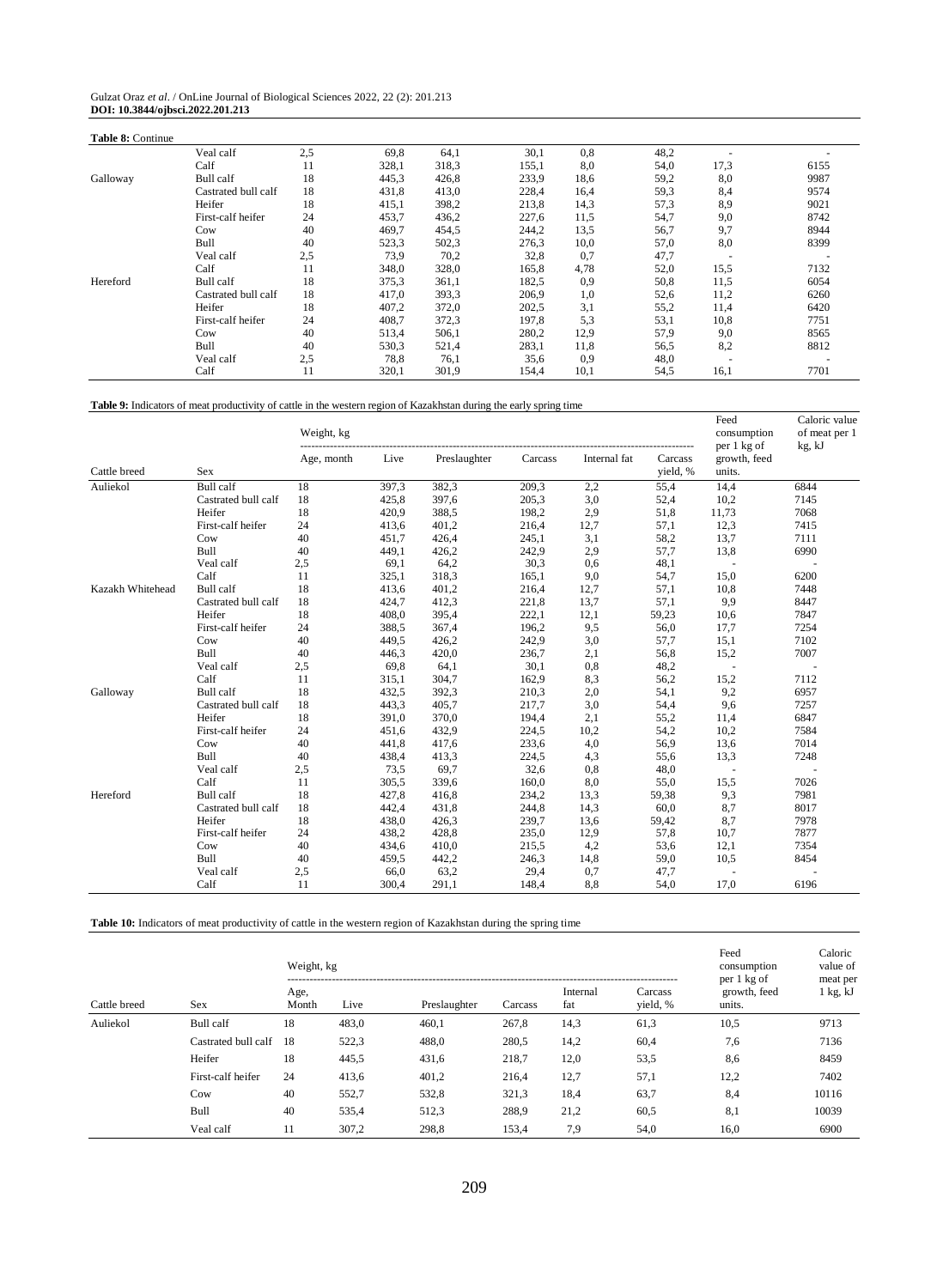**Table 8:** Continue

| | | | | | | | | | |
|---|---|---|---|---|---|---|---|---|---|
| | Veal calf | 2,5 | 69,8 | 64,1 | 30,1 | 0,8 | 48,2 | - | - |
| | Calf | 11 | 328,1 | 318,3 | 155,1 | 8,0 | 54,0 | 17,3 | 6155 |
| Galloway | Bull calf | 18 | 445,3 | 426,8 | 233,9 | 18,6 | 59,2 | 8,0 | 9987 |
| | Castrated bull calf | 18 | 431,8 | 413,0 | 228,4 | 16,4 | 59,3 | 8,4 | 9574 |
| | Heifer | 18 | 415,1 | 398,2 | 213,8 | 14,3 | 57,3 | 8,9 | 9021 |
| | First-calf heifer | 24 | 453,7 | 436,2 | 227,6 | 11,5 | 54,7 | 9,0 | 8742 |
| | Cow | 40 | 469,7 | 454,5 | 244,2 | 13,5 | 56,7 | 9,7 | 8944 |
| | Bull | 40 | 523,3 | 502,3 | 276,3 | 10,0 | 57,0 | 8,0 | 8399 |
| | Veal calf | 2,5 | 73,9 | 70,2 | 32,8 | 0,7 | 47,7 | - | - |
| | Calf | 11 | 348,0 | 328,0 | 165,8 | 4,78 | 52,0 | 15,5 | 7132 |
| Hereford | Bull calf | 18 | 375,3 | 361,1 | 182,5 | 0,9 | 50,8 | 11,5 | 6054 |
| | Castrated bull calf | 18 | 417,0 | 393,3 | 206,9 | 1,0 | 52,6 | 11,2 | 6260 |
| | Heifer | 18 | 407,2 | 372,0 | 202,5 | 3,1 | 55,2 | 11,4 | 6420 |
| | First-calf heifer | 24 | 408,7 | 372,3 | 197,8 | 5,3 | 53,1 | 10,8 | 7751 |
| | Cow | 40 | 513,4 | 506,1 | 280,2 | 12,9 | 57,9 | 9,0 | 8565 |
| | Bull | 40 | 530,3 | 521,4 | 283,1 | 11,8 | 56,5 | 8,2 | 8812 |
| | Veal calf | 2,5 | 78,8 | 76,1 | 35,6 | 0,9 | 48,0 | - | - |
| | Calf | 11 | 320,1 | 301,9 | 154,4 | 10,1 | 54,5 | 16,1 | 7701 |

**Table 9:** Indicators of meat productivity of cattle in the western region of Kazakhstan during the early spring time

| | | Weight, kg | | | | | | Feed consumption per 1 kg of growth, feed units. | Caloric value of meat per 1 kg, kJ |
|---|---|---|---|---|---|---|---|---|---|
| Cattle breed | Sex | Age, month | Live | Preslaughter | Carcass | Internal fat | Carcass yield, % | | |
| Auliekol | Bull calf | 18 | 397,3 | 382,3 | 209,3 | 2,2 | 55,4 | 14,4 | 6844 |
| | Castrated bull calf | 18 | 425,8 | 397,6 | 205,3 | 3,0 | 52,4 | 10,2 | 7145 |
| | Heifer | 18 | 420,9 | 388,5 | 198,2 | 2,9 | 51,8 | 11,73 | 7068 |
| | First-calf heifer | 24 | 413,6 | 401,2 | 216,4 | 12,7 | 57,1 | 12,3 | 7415 |
| | Cow | 40 | 451,7 | 426,4 | 245,1 | 3,1 | 58,2 | 13,7 | 7111 |
| | Bull | 40 | 449,1 | 426,2 | 242,9 | 2,9 | 57,7 | 13,8 | 6990 |
| | Veal calf | 2,5 | 69,1 | 64,2 | 30,3 | 0,6 | 48,1 | - | - |
| | Calf | 11 | 325,1 | 318,3 | 165,1 | 9,0 | 54,7 | 15,0 | 6200 |
| Kazakh Whitehead | Bull calf | 18 | 413,6 | 401,2 | 216,4 | 12,7 | 57,1 | 10,8 | 7448 |
| | Castrated bull calf | 18 | 424,7 | 412,3 | 221,8 | 13,7 | 57,1 | 9,9 | 8447 |
| | Heifer | 18 | 408,0 | 395,4 | 222,1 | 12,1 | 59,23 | 10,6 | 7847 |
| | First-calf heifer | 24 | 388,5 | 367,4 | 196,2 | 9,5 | 56,0 | 17,7 | 7254 |
| | Cow | 40 | 449,5 | 426,2 | 242,9 | 3,0 | 57,7 | 15,1 | 7102 |
| | Bull | 40 | 446,3 | 420,0 | 236,7 | 2,1 | 56,8 | 15,2 | 7007 |
| | Veal calf | 2,5 | 69,8 | 64,1 | 30,1 | 0,8 | 48,2 | - | - |
| | Calf | 11 | 315,1 | 304,7 | 162,9 | 8,3 | 56,2 | 15,2 | 7112 |
| Galloway | Bull calf | 18 | 432,5 | 392,3 | 210,3 | 2,0 | 54,1 | 9,2 | 6957 |
| | Castrated bull calf | 18 | 443,3 | 405,7 | 217,7 | 3,0 | 54,4 | 9,6 | 7257 |
| | Heifer | 18 | 391,0 | 370,0 | 194,4 | 2,1 | 55,2 | 11,4 | 6847 |
| | First-calf heifer | 24 | 451,6 | 432,9 | 224,5 | 10,2 | 54,2 | 10,2 | 7584 |
| | Cow | 40 | 441,8 | 417,6 | 233,6 | 4,0 | 56,9 | 13,6 | 7014 |
| | Bull | 40 | 438,4 | 413,3 | 224,5 | 4,3 | 55,6 | 13,3 | 7248 |
| | Veal calf | 2,5 | 73,5 | 69,7 | 32,6 | 0,8 | 48,0 | - | - |
| | Calf | 11 | 305,5 | 339,6 | 160,0 | 8,0 | 55,0 | 15,5 | 7026 |
| Hereford | Bull calf | 18 | 427,8 | 416,8 | 234,2 | 13,3 | 59,38 | 9,3 | 7981 |
| | Castrated bull calf | 18 | 442,4 | 431,8 | 244,8 | 14,3 | 60,0 | 8,7 | 8017 |
| | Heifer | 18 | 438,0 | 426,3 | 239,7 | 13,6 | 59,42 | 8,7 | 7978 |
| | First-calf heifer | 24 | 438,2 | 428,8 | 235,0 | 12,9 | 57,8 | 10,7 | 7877 |
| | Cow | 40 | 434,6 | 410,0 | 215,5 | 4,2 | 53,6 | 12,1 | 7354 |
| | Bull | 40 | 459,5 | 442,2 | 246,3 | 14,8 | 59,0 | 10,5 | 8454 |
| | Veal calf | 2,5 | 66,0 | 63,2 | 29,4 | 0,7 | 47,7 | - | - |
| | Calf | 11 | 300,4 | 291,1 | 148,4 | 8,8 | 54,0 | 17,0 | 6196 |

**Table 10:** Indicators of meat productivity of cattle in the western region of Kazakhstan during the spring time

| | | Weight, kg | | | | | | Feed consumption per 1 kg of growth, feed units. | Caloric value of meat per 1 kg, kJ |
|---|---|---|---|---|---|---|---|---|---|
| Cattle breed | Sex | Age, Month | Live | Preslaughter | Carcass | Internal fat | Carcass yield, % | | |
| Auliekol | Bull calf | 18 | 483,0 | 460,1 | 267,8 | 14,3 | 61,3 | 10,5 | 9713 |
| | Castrated bull calf | 18 | 522,3 | 488,0 | 280,5 | 14,2 | 60,4 | 7,6 | 7136 |
| | Heifer | 18 | 445,5 | 431,6 | 218,7 | 12,0 | 53,5 | 8,6 | 8459 |
| | First-calf heifer | 24 | 413,6 | 401,2 | 216,4 | 12,7 | 57,1 | 12,2 | 7402 |
| | Cow | 40 | 552,7 | 532,8 | 321,3 | 18,4 | 63,7 | 8,4 | 10116 |
| | Bull | 40 | 535,4 | 512,3 | 288,9 | 21,2 | 60,5 | 8,1 | 10039 |
| | Veal calf | 11 | 307,2 | 298,8 | 153,4 | 7,9 | 54,0 | 16,0 | 6900 |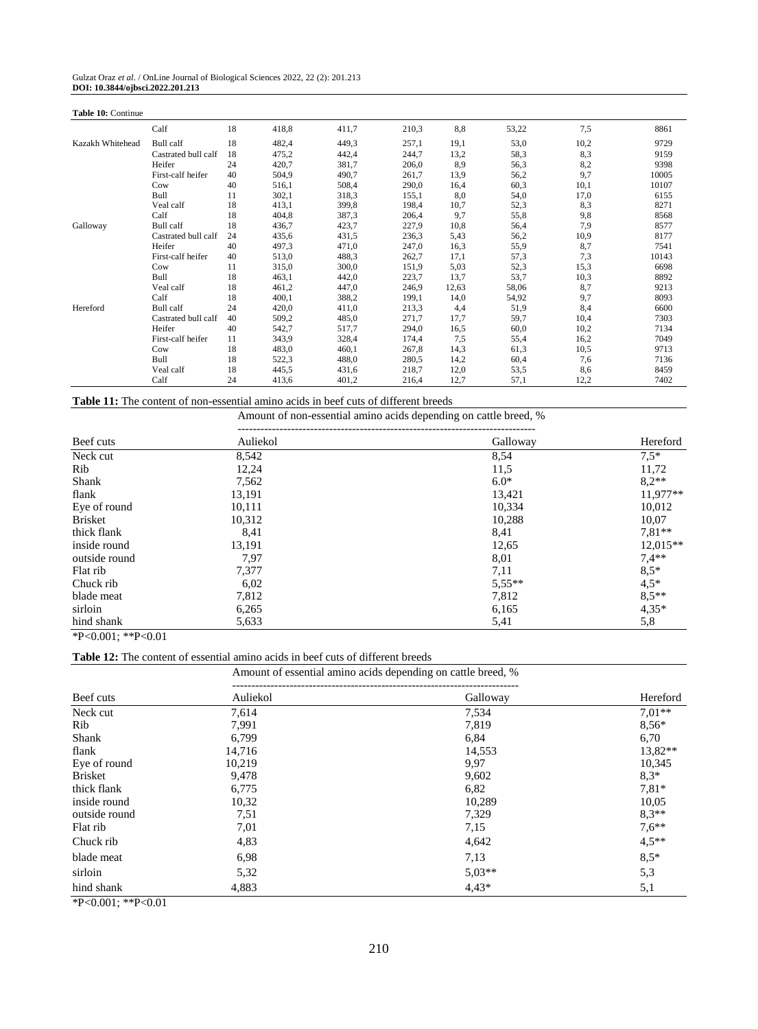**Table 10:** Continue

| | | | | | | | | | |
|---|---|---|---|---|---|---|---|---|---|
| | Calf | 18 | 418,8 | 411,7 | 210,3 | 8,8 | 53,22 | 7,5 | 8861 |
| Kazakh Whitehead | Bull calf | 18 | 482,4 | 449,3 | 257,1 | 19,1 | 53,0 | 10,2 | 9729 |
| | Castrated bull calf | 18 | 475,2 | 442,4 | 244,7 | 13,2 | 58,3 | 8,3 | 9159 |
| | Heifer | 24 | 420,7 | 381,7 | 206,0 | 8,9 | 56,3 | 8,2 | 9398 |
| | First-calf heifer | 40 | 504,9 | 490,7 | 261,7 | 13,9 | 56,2 | 9,7 | 10005 |
| | Cow | 40 | 516,1 | 508,4 | 290,0 | 16,4 | 60,3 | 10,1 | 10107 |
| | Bull | 11 | 302,1 | 318,3 | 155,1 | 8,0 | 54,0 | 17,0 | 6155 |
| | Veal calf | 18 | 413,1 | 399,8 | 198,4 | 10,7 | 52,3 | 8,3 | 8271 |
| | Calf | 18 | 404,8 | 387,3 | 206,4 | 9,7 | 55,8 | 9,8 | 8568 |
| Galloway | Bull calf | 18 | 436,7 | 423,7 | 227,9 | 10,8 | 56,4 | 7,9 | 8577 |
| | Castrated bull calf | 24 | 435,6 | 431,5 | 236,3 | 5,43 | 56,2 | 10,9 | 8177 |
| | Heifer | 40 | 497,3 | 471,0 | 247,0 | 16,3 | 55,9 | 8,7 | 7541 |
| | First-calf heifer | 40 | 513,0 | 488,3 | 262,7 | 17,1 | 57,3 | 7,3 | 10143 |
| | Cow | 11 | 315,0 | 300,0 | 151,9 | 5,03 | 52,3 | 15,3 | 6698 |
| | Bull | 18 | 463,1 | 442,0 | 223,7 | 13,7 | 53,7 | 10,3 | 8892 |
| | Veal calf | 18 | 461,2 | 447,0 | 246,9 | 12,63 | 58,06 | 8,7 | 9213 |
| | Calf | 18 | 400,1 | 388,2 | 199,1 | 14,0 | 54,92 | 9,7 | 8093 |
| Hereford | Bull calf | 24 | 420,0 | 411,0 | 213,3 | 4,4 | 51,9 | 8,4 | 6600 |
| | Castrated bull calf | 40 | 509,2 | 485,0 | 271,7 | 17,7 | 59,7 | 10,4 | 7303 |
| | Heifer | 40 | 542,7 | 517,7 | 294,0 | 16,5 | 60,0 | 10,2 | 7134 |
| | First-calf heifer | 11 | 343,9 | 328,4 | 174,4 | 7,5 | 55,4 | 16,2 | 7049 |
| | Cow | 18 | 483,0 | 460,1 | 267,8 | 14,3 | 61,3 | 10,5 | 9713 |
| | Bull | 18 | 522,3 | 488,0 | 280,5 | 14,2 | 60,4 | 7,6 | 7136 |
| | Veal calf | 18 | 445,5 | 431,6 | 218,7 | 12,0 | 53,5 | 8,6 | 8459 |
| | Calf | 24 | 413,6 | 401,2 | 216,4 | 12,7 | 57,1 | 12,2 | 7402 |

**Table 11:** The content of non-essential amino acids in beef cuts of different breeds

| | Amount of non-essential amino acids depending on cattle breed, % | | |
|---|---|---|---|
| Beef cuts | Auliekol | Galloway | Hereford |
| Neck cut | 8,542 | 8,54 | 7,5* |
| Rib | 12,24 | 11,5 | 11,72 |
| Shank | 7,562 | 6.0* | 8,2** |
| flank | 13,191 | 13,421 | 11,977** |
| Eye of round | 10,111 | 10,334 | 10,012 |
| Brisket | 10,312 | 10,288 | 10,07 |
| thick flank | 8,41 | 8,41 | 7,81** |
| inside round | 13,191 | 12,65 | 12,015** |
| outside round | 7,97 | 8,01 | 7,4** |
| Flat rib | 7,377 | 7,11 | 8,5* |
| Chuck rib | 6,02 | 5,55** | 4,5* |
| blade meat | 7,812 | 7,812 | 8,5** |
| sirloin | 6,265 | 6,165 | 4,35* |
| hind shank | 5,633 | 5,41 | 5,8 |

*P<0.001; **P<0.01

**Table 12:** The content of essential amino acids in beef cuts of different breeds

| | Amount of essential amino acids depending on cattle breed, % | | |
|---|---|---|---|
| Beef cuts | Auliekol | Galloway | Hereford |
| Neck cut | 7,614 | 7,534 | 7,01** |
| Rib | 7,991 | 7,819 | 8,56* |
| Shank | 6,799 | 6,84 | 6,70 |
| flank | 14,716 | 14,553 | 13,82** |
| Eye of round | 10,219 | 9,97 | 10,345 |
| Brisket | 9,478 | 9,602 | 8,3* |
| thick flank | 6,775 | 6,82 | 7,81* |
| inside round | 10,32 | 10,289 | 10,05 |
| outside round | 7,51 | 7,329 | 8,3** |
| Flat rib | 7,01 | 7,15 | 7,6** |
| Chuck rib | 4,83 | 4,642 | 4,5** |
| blade meat | 6,98 | 7,13 | 8,5* |
| sirloin | 5,32 | 5,03** | 5,3 |
| hind shank | 4,883 | 4,43* | 5,1 |

*P<0.001; **P<0.01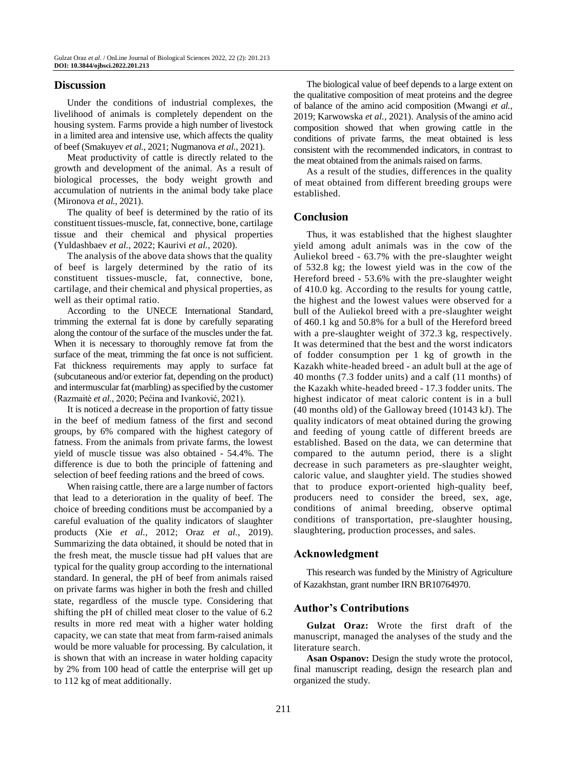## Discussion

Under the conditions of industrial complexes, the livelihood of animals is completely dependent on the housing system. Farms provide a high number of livestock in a limited area and intensive use, which affects the quality of beef (Smakuyev *et al*., 2021; Nugmanova *et al*., 2021).

Meat productivity of cattle is directly related to the growth and development of the animal. As a result of biological processes, the body weight growth and accumulation of nutrients in the animal body take place (Mironova *et al*., 2021).

The quality of beef is determined by the ratio of its constituent tissues-muscle, fat, connective, bone, cartilage tissue and their chemical and physical properties (Yuldashbaev *et al*., 2022; Kaurivi *et al*., 2020).

The analysis of the above data shows that the quality of beef is largely determined by the ratio of its constituent tissues-muscle, fat, connective, bone, cartilage, and their chemical and physical properties, as well as their optimal ratio.

According to the UNECE International Standard, trimming the external fat is done by carefully separating along the contour of the surface of the muscles under the fat. When it is necessary to thoroughly remove fat from the surface of the meat, trimming the fat once is not sufficient. Fat thickness requirements may apply to surface fat (subcutaneous and/or exterior fat, depending on the product) and intermuscular fat (marbling) as specified by the customer (Razmaitė *et al*., 2020; Pećina and Ivanković, 2021).

It is noticed a decrease in the proportion of fatty tissue in the beef of medium fatness of the first and second groups, by 6% compared with the highest category of fatness. From the animals from private farms, the lowest yield of muscle tissue was also obtained - 54.4%. The difference is due to both the principle of fattening and selection of beef feeding rations and the breed of cows.

When raising cattle, there are a large number of factors that lead to a deterioration in the quality of beef. The choice of breeding conditions must be accompanied by a careful evaluation of the quality indicators of slaughter products (Xie *et al*., 2012; Oraz *et al*., 2019). Summarizing the data obtained, it should be noted that in the fresh meat, the muscle tissue had pH values that are typical for the quality group according to the international standard. In general, the pH of beef from animals raised on private farms was higher in both the fresh and chilled state, regardless of the muscle type. Considering that shifting the pH of chilled meat closer to the value of 6.2 results in more red meat with a higher water holding capacity, we can state that meat from farm-raised animals would be more valuable for processing. By calculation, it is shown that with an increase in water holding capacity by 2% from 100 head of cattle the enterprise will get up to 112 kg of meat additionally.

The biological value of beef depends to a large extent on the qualitative composition of meat proteins and the degree of balance of the amino acid composition (Mwangi *et al*., 2019; Karwowska *et al*., 2021). Analysis of the amino acid composition showed that when growing cattle in the conditions of private farms, the meat obtained is less consistent with the recommended indicators, in contrast to the meat obtained from the animals raised on farms.

As a result of the studies, differences in the quality of meat obtained from different breeding groups were established.

## Conclusion

Thus, it was established that the highest slaughter yield among adult animals was in the cow of the Auliekol breed - 63.7% with the pre-slaughter weight of 532.8 kg; the lowest yield was in the cow of the Hereford breed - 53.6% with the pre-slaughter weight of 410.0 kg. According to the results for young cattle, the highest and the lowest values were observed for a bull of the Auliekol breed with a pre-slaughter weight of 460.1 kg and 50.8% for a bull of the Hereford breed with a pre-slaughter weight of 372.3 kg, respectively. It was determined that the best and the worst indicators of fodder consumption per 1 kg of growth in the Kazakh white-headed breed - an adult bull at the age of 40 months (7.3 fodder units) and a calf (11 months) of the Kazakh white-headed breed - 17.3 fodder units. The highest indicator of meat caloric content is in a bull (40 months old) of the Galloway breed (10143 kJ). The quality indicators of meat obtained during the growing and feeding of young cattle of different breeds are established. Based on the data, we can determine that compared to the autumn period, there is a slight decrease in such parameters as pre-slaughter weight, caloric value, and slaughter yield. The studies showed that to produce export-oriented high-quality beef, producers need to consider the breed, sex, age, conditions of animal breeding, observe optimal conditions of transportation, pre-slaughter housing, slaughtering, production processes, and sales.

## Acknowledgment

This research was funded by the Ministry of Agriculture of Kazakhstan, grant number IRN BR10764970.

## Author's Contributions

**Gulzat Oraz:** Wrote the first draft of the manuscript, managed the analyses of the study and the literature search.

**Asan Ospanov:** Design the study wrote the protocol, final manuscript reading, design the research plan and organized the study.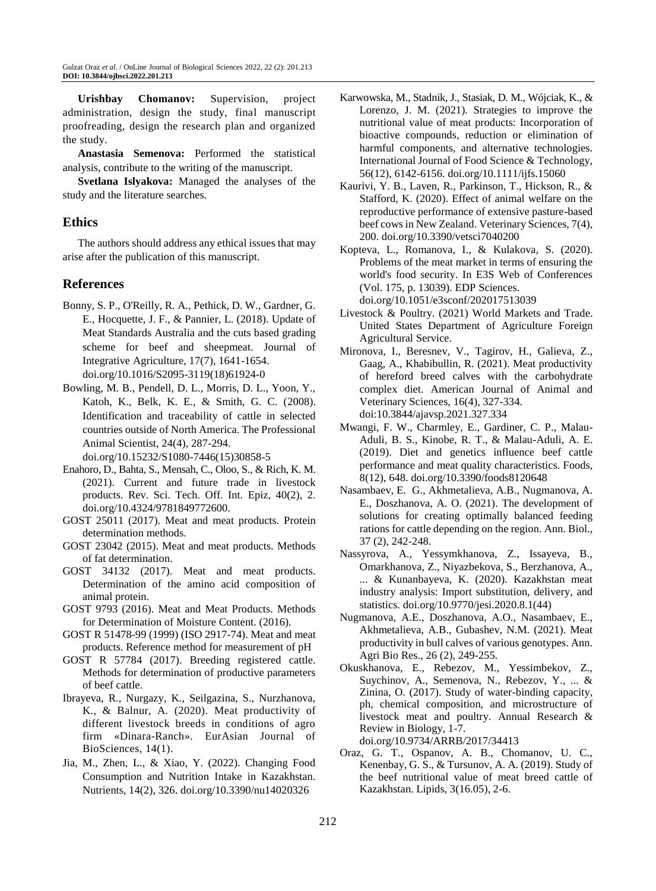**Urishbay Chomanov:** Supervision, project administration, design the study, final manuscript proofreading, design the research plan and organized the study.

**Anastasia Semenova:** Performed the statistical analysis, contribute to the writing of the manuscript.

**Svetlana Islyakova:** Managed the analyses of the study and the literature searches.

## Ethics

The authors should address any ethical issues that may arise after the publication of this manuscript.

## References

Bonny, S. P., O'Reilly, R. A., Pethick, D. W., Gardner, G. E., Hocquette, J. F., & Pannier, L. (2018). Update of Meat Standards Australia and the cuts based grading scheme for beef and sheepmeat. Journal of Integrative Agriculture, 17(7), 1641-1654. doi.org/10.1016/S2095-3119(18)61924-0

Bowling, M. B., Pendell, D. L., Morris, D. L., Yoon, Y., Katoh, K., Belk, K. E., & Smith, G. C. (2008). Identification and traceability of cattle in selected countries outside of North America. The Professional Animal Scientist, 24(4), 287-294. doi.org/10.15232/S1080-7446(15)30858-5

Enahoro, D., Bahta, S., Mensah, C., Oloo, S., & Rich, K. M. (2021). Current and future trade in livestock products. Rev. Sci. Tech. Off. Int. Epiz, 40(2), 2. doi.org/10.4324/9781849772600.

GOST 25011 (2017). Meat and meat products. Protein determination methods.

GOST 23042 (2015). Meat and meat products. Methods of fat determination.

GOST 34132 (2017). Meat and meat products. Determination of the amino acid composition of animal protein.

GOST 9793 (2016). Meat and Meat Products. Methods for Determination of Moisture Content. (2016).

GOST R 51478-99 (1999) (ISO 2917-74). Meat and meat products. Reference method for measurement of pH

GOST R 57784 (2017). Breeding registered cattle. Methods for determination of productive parameters of beef cattle.

Ibrayeva, R., Nurgazy, K., Seilgazina, S., Nurzhanova, K., & Balnur, A. (2020). Meat productivity of different livestock breeds in conditions of agro firm «Dinara-Ranch». EurAsian Journal of BioSciences, 14(1).

Jia, M., Zhen, L., & Xiao, Y. (2022). Changing Food Consumption and Nutrition Intake in Kazakhstan. Nutrients, 14(2), 326. doi.org/10.3390/nu14020326

Karwowska, M., Stadnik, J., Stasiak, D. M., Wójciak, K., & Lorenzo, J. M. (2021). Strategies to improve the nutritional value of meat products: Incorporation of bioactive compounds, reduction or elimination of harmful components, and alternative technologies. International Journal of Food Science & Technology, 56(12), 6142-6156. doi.org/10.1111/ijfs.15060

Kaurivi, Y. B., Laven, R., Parkinson, T., Hickson, R., & Stafford, K. (2020). Effect of animal welfare on the reproductive performance of extensive pasture-based beef cows in New Zealand. Veterinary Sciences, 7(4), 200. doi.org/10.3390/vetsci7040200

Kopteva, L., Romanova, I., & Kulakova, S. (2020). Problems of the meat market in terms of ensuring the world's food security. In E3S Web of Conferences (Vol. 175, p. 13039). EDP Sciences. doi.org/10.1051/e3sconf/202017513039

Livestock & Poultry. (2021) World Markets and Trade. United States Department of Agriculture Foreign Agricultural Service.

Mironova, I., Beresnev, V., Tagirov, H., Galieva, Z., Gaag, A., Khabibullin, R. (2021). Meat productivity of hereford breed calves with the carbohydrate complex diet. American Journal of Animal and Veterinary Sciences, 16(4), 327-334. doi:10.3844/ajavsp.2021.327.334

Mwangi, F. W., Charmley, E., Gardiner, C. P., Malau-Aduli, B. S., Kinobe, R. T., & Malau-Aduli, A. E. (2019). Diet and genetics influence beef cattle performance and meat quality characteristics. Foods, 8(12), 648. doi.org/10.3390/foods8120648

Nasambaev, E. G., Akhmetalieva, A.B., Nugmanova, A. E., Doszhanova, A. O. (2021). The development of solutions for creating optimally balanced feeding rations for cattle depending on the region. Ann. Biol., 37 (2), 242-248.

Nassyrova, A., Yessymkhanova, Z., Issayeva, B., Omarkhanova, Z., Niyazbekova, S., Berzhanova, A., ... & Kunanbayeva, K. (2020). Kazakhstan meat industry analysis: Import substitution, delivery, and statistics. doi.org/10.9770/jesi.2020.8.1(44)

Nugmanova, A.E., Doszhanova, A.O., Nasambaev, E., Akhmetalieva, A.B., Gubashev, N.M. (2021). Meat productivity in bull calves of various genotypes. Ann. Agri Bio Res., 26 (2), 249-255.

Okuskhanova, E., Rebezov, M., Yessimbekov, Z., Suychinov, A., Semenova, N., Rebezov, Y., ... & Zinina, O. (2017). Study of water-binding capacity, ph, chemical composition, and microstructure of livestock meat and poultry. Annual Research & Review in Biology, 1-7. doi.org/10.9734/ARRB/2017/34413

Oraz, G. T., Ospanov, A. B., Chomanov, U. C., Kenenbay, G. S., & Tursunov, A. A. (2019). Study of the beef nutritional value of meat breed cattle of Kazakhstan. Lipids, 3(16.05), 2-6.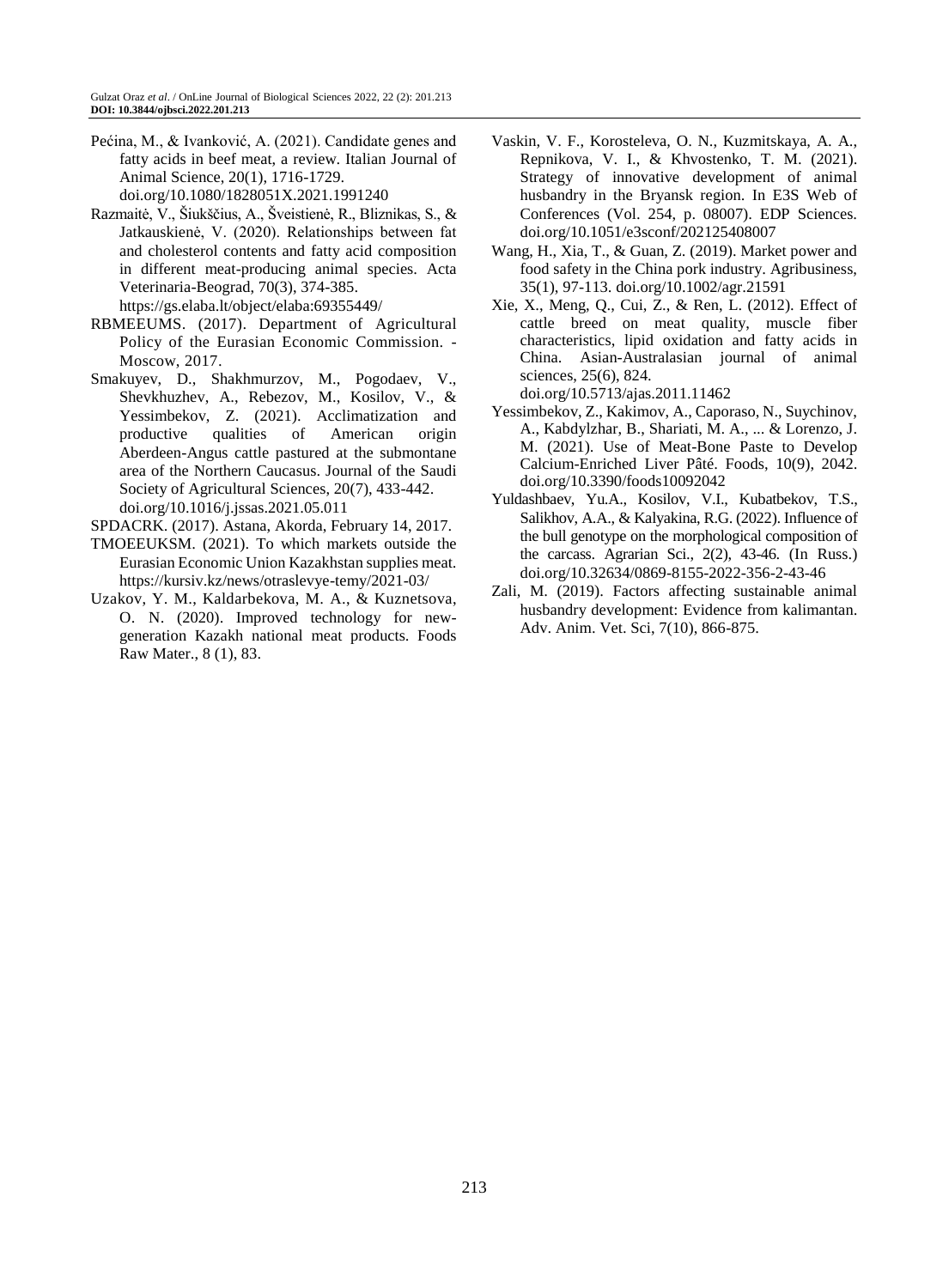Pećina, M., & Ivanković, A. (2021). Candidate genes and fatty acids in beef meat, a review. Italian Journal of Animal Science, 20(1), 1716-1729. doi.org/10.1080/1828051X.2021.1991240

Razmaitė, V., Šiukščius, A., Šveistienė, R., Bliznikas, S., & Jatkauskienė, V. (2020). Relationships between fat and cholesterol contents and fatty acid composition in different meat-producing animal species. Acta Veterinaria-Beograd, 70(3), 374-385. https://gs.elaba.lt/object/elaba:69355449/

RBMEEUMS. (2017). Department of Agricultural Policy of the Eurasian Economic Commission. - Moscow, 2017.

Smakuyev, D., Shakhmurzov, M., Pogodaev, V., Shevkhuzhev, A., Rebezov, M., Kosilov, V., & Yessimbekov, Z. (2021). Acclimatization and productive qualities of American origin Aberdeen-Angus cattle pastured at the submontane area of the Northern Caucasus. Journal of the Saudi Society of Agricultural Sciences, 20(7), 433-442. doi.org/10.1016/j.jssas.2021.05.011

SPDACRK. (2017). Astana, Akorda, February 14, 2017.

TMOEEUKSM. (2021). To which markets outside the Eurasian Economic Union Kazakhstan supplies meat. https://kursiv.kz/news/otraslevye-temy/2021-03/

Uzakov, Y. M., Kaldarbekova, M. A., & Kuznetsova, O. N. (2020). Improved technology for new-generation Kazakh national meat products. Foods Raw Mater., 8 (1), 83.

Vaskin, V. F., Korosteleva, O. N., Kuzmitskaya, A. A., Repnikova, V. I., & Khvostenko, T. M. (2021). Strategy of innovative development of animal husbandry in the Bryansk region. In E3S Web of Conferences (Vol. 254, p. 08007). EDP Sciences. doi.org/10.1051/e3sconf/202125408007

Wang, H., Xia, T., & Guan, Z. (2019). Market power and food safety in the China pork industry. Agribusiness, 35(1), 97-113. doi.org/10.1002/agr.21591

Xie, X., Meng, Q., Cui, Z., & Ren, L. (2012). Effect of cattle breed on meat quality, muscle fiber characteristics, lipid oxidation and fatty acids in China. Asian-Australasian journal of animal sciences, 25(6), 824. doi.org/10.5713/ajas.2011.11462

Yessimbekov, Z., Kakimov, A., Caporaso, N., Suychinov, A., Kabdylzhar, B., Shariati, M. A., ... & Lorenzo, J. M. (2021). Use of Meat-Bone Paste to Develop Calcium-Enriched Liver Pâté. Foods, 10(9), 2042. doi.org/10.3390/foods10092042

Yuldashbaev, Yu.A., Kosilov, V.I., Kubatbekov, T.S., Salikhov, A.A., & Kalyakina, R.G. (2022). Influence of the bull genotype on the morphological composition of the carcass. Agrarian Sci., 2(2), 43-46. (In Russ.) doi.org/10.32634/0869-8155-2022-356-2-43-46

Zali, M. (2019). Factors affecting sustainable animal husbandry development: Evidence from kalimantan. Adv. Anim. Vet. Sci, 7(10), 866-875.